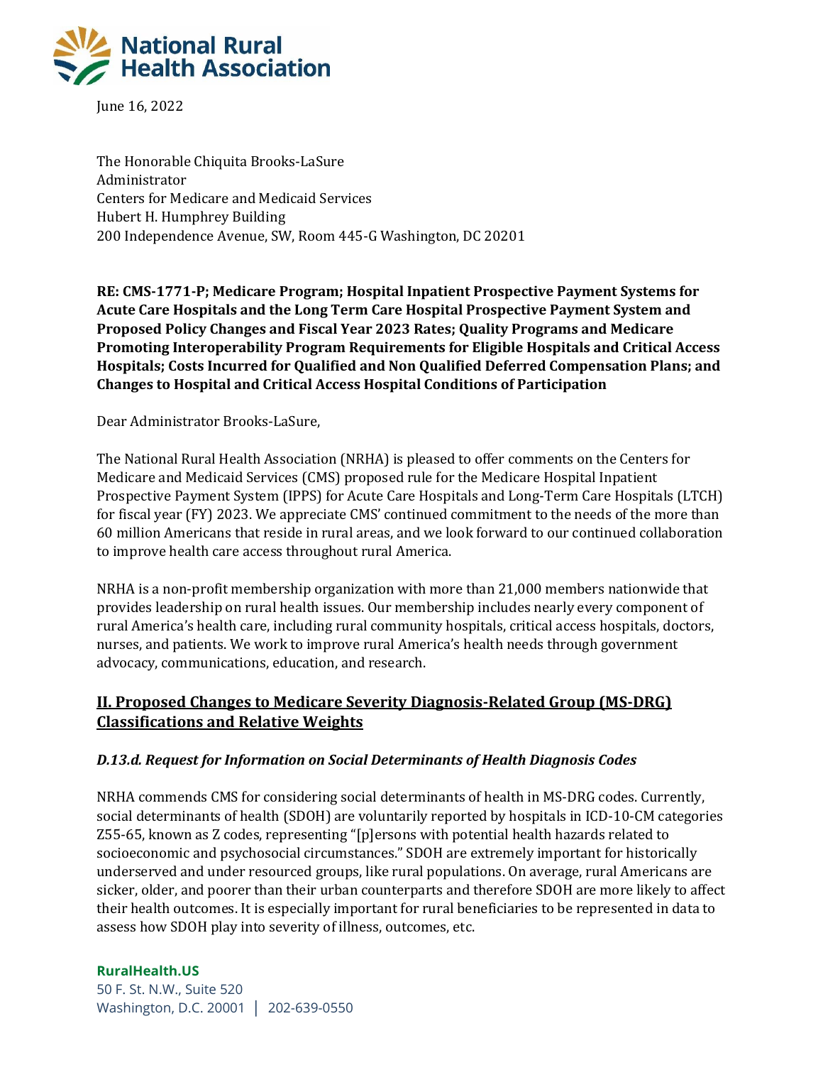**National Rural Health Association**

June 16, 2022

The Honorable Chiquita Brooks-LaSure
Administrator
Centers for Medicare and Medicaid Services
Hubert H. Humphrey Building
200 Independence Avenue, SW, Room 445-G Washington, DC 20201

**RE: CMS-1771-P; Medicare Program; Hospital Inpatient Prospective Payment Systems for Acute Care Hospitals and the Long Term Care Hospital Prospective Payment System and Proposed Policy Changes and Fiscal Year 2023 Rates; Quality Programs and Medicare Promoting Interoperability Program Requirements for Eligible Hospitals and Critical Access Hospitals; Costs Incurred for Qualified and Non Qualified Deferred Compensation Plans; and Changes to Hospital and Critical Access Hospital Conditions of Participation**

Dear Administrator Brooks-LaSure,

The National Rural Health Association (NRHA) is pleased to offer comments on the Centers for Medicare and Medicaid Services (CMS) proposed rule for the Medicare Hospital Inpatient Prospective Payment System (IPPS) for Acute Care Hospitals and Long-Term Care Hospitals (LTCH) for fiscal year (FY) 2023. We appreciate CMS' continued commitment to the needs of the more than 60 million Americans that reside in rural areas, and we look forward to our continued collaboration to improve health care access throughout rural America.

NRHA is a non-profit membership organization with more than 21,000 members nationwide that provides leadership on rural health issues. Our membership includes nearly every component of rural America's health care, including rural community hospitals, critical access hospitals, doctors, nurses, and patients. We work to improve rural America's health needs through government advocacy, communications, education, and research.

## II. Proposed Changes to Medicare Severity Diagnosis-Related Group (MS-DRG) Classifications and Relative Weights

### *D.13.d. Request for Information on Social Determinants of Health Diagnosis Codes*

NRHA commends CMS for considering social determinants of health in MS-DRG codes. Currently, social determinants of health (SDOH) are voluntarily reported by hospitals in ICD-10-CM categories Z55-65, known as Z codes, representing "[p]ersons with potential health hazards related to socioeconomic and psychosocial circumstances." SDOH are extremely important for historically underserved and under resourced groups, like rural populations. On average, rural Americans are sicker, older, and poorer than their urban counterparts and therefore SDOH are more likely to affect their health outcomes. It is especially important for rural beneficiaries to be represented in data to assess how SDOH play into severity of illness, outcomes, etc.

**RuralHealth.US**
50 F. St. N.W., Suite 520
Washington, D.C. 20001 | 202-639-0550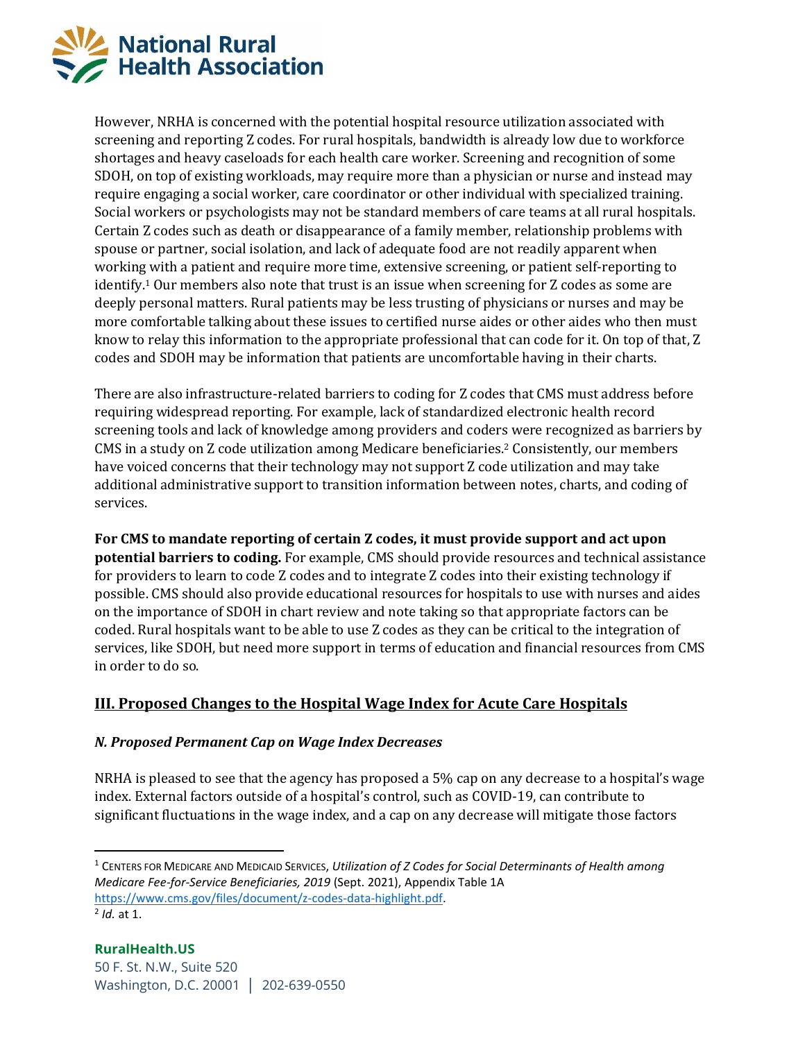However, NRHA is concerned with the potential hospital resource utilization associated with screening and reporting Z codes. For rural hospitals, bandwidth is already low due to workforce shortages and heavy caseloads for each health care worker. Screening and recognition of some SDOH, on top of existing workloads, may require more than a physician or nurse and instead may require engaging a social worker, care coordinator or other individual with specialized training. Social workers or psychologists may not be standard members of care teams at all rural hospitals. Certain Z codes such as death or disappearance of a family member, relationship problems with spouse or partner, social isolation, and lack of adequate food are not readily apparent when working with a patient and require more time, extensive screening, or patient self-reporting to identify.[1] Our members also note that trust is an issue when screening for Z codes as some are deeply personal matters. Rural patients may be less trusting of physicians or nurses and may be more comfortable talking about these issues to certified nurse aides or other aides who then must know to relay this information to the appropriate professional that can code for it. On top of that, Z codes and SDOH may be information that patients are uncomfortable having in their charts.

There are also infrastructure-related barriers to coding for Z codes that CMS must address before requiring widespread reporting. For example, lack of standardized electronic health record screening tools and lack of knowledge among providers and coders were recognized as barriers by CMS in a study on Z code utilization among Medicare beneficiaries.[2] Consistently, our members have voiced concerns that their technology may not support Z code utilization and may take additional administrative support to transition information between notes, charts, and coding of services.

**For CMS to mandate reporting of certain Z codes, it must provide support and act upon potential barriers to coding.** For example, CMS should provide resources and technical assistance for providers to learn to code Z codes and to integrate Z codes into their existing technology if possible. CMS should also provide educational resources for hospitals to use with nurses and aides on the importance of SDOH in chart review and note taking so that appropriate factors can be coded. Rural hospitals want to be able to use Z codes as they can be critical to the integration of services, like SDOH, but need more support in terms of education and financial resources from CMS in order to do so.

## III. Proposed Changes to the Hospital Wage Index for Acute Care Hospitals

### *N. Proposed Permanent Cap on Wage Index Decreases*

NRHA is pleased to see that the agency has proposed a 5% cap on any decrease to a hospital's wage index. External factors outside of a hospital's control, such as COVID-19, can contribute to significant fluctuations in the wage index, and a cap on any decrease will mitigate those factors

---

[1] Centers for Medicare and Medicaid Services, *Utilization of Z Codes for Social Determinants of Health among Medicare Fee-for-Service Beneficiaries, 2019* (Sept. 2021), Appendix Table 1A https://www.cms.gov/files/document/z-codes-data-highlight.pdf.

[2] *Id.* at 1.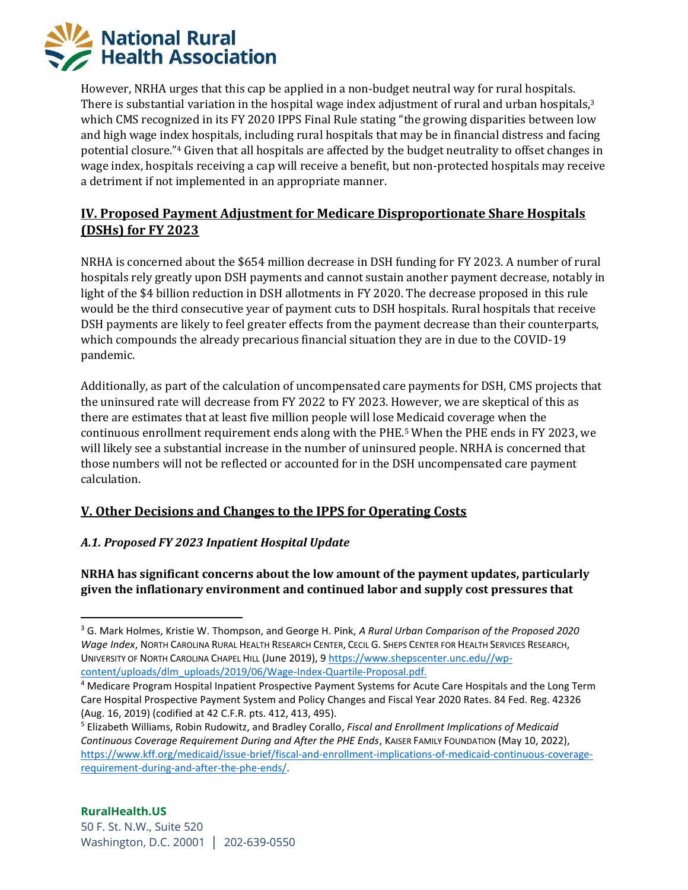However, NRHA urges that this cap be applied in a non-budget neutral way for rural hospitals. There is substantial variation in the hospital wage index adjustment of rural and urban hospitals,[3] which CMS recognized in its FY 2020 IPPS Final Rule stating "the growing disparities between low and high wage index hospitals, including rural hospitals that may be in financial distress and facing potential closure."[4] Given that all hospitals are affected by the budget neutrality to offset changes in wage index, hospitals receiving a cap will receive a benefit, but non-protected hospitals may receive a detriment if not implemented in an appropriate manner.

## IV. Proposed Payment Adjustment for Medicare Disproportionate Share Hospitals (DSHs) for FY 2023

NRHA is concerned about the $654 million decrease in DSH funding for FY 2023. A number of rural hospitals rely greatly upon DSH payments and cannot sustain another payment decrease, notably in light of the $4 billion reduction in DSH allotments in FY 2020. The decrease proposed in this rule would be the third consecutive year of payment cuts to DSH hospitals. Rural hospitals that receive DSH payments are likely to feel greater effects from the payment decrease than their counterparts, which compounds the already precarious financial situation they are in due to the COVID-19 pandemic.

Additionally, as part of the calculation of uncompensated care payments for DSH, CMS projects that the uninsured rate will decrease from FY 2022 to FY 2023. However, we are skeptical of this as there are estimates that at least five million people will lose Medicaid coverage when the continuous enrollment requirement ends along with the PHE.[5] When the PHE ends in FY 2023, we will likely see a substantial increase in the number of uninsured people. NRHA is concerned that those numbers will not be reflected or accounted for in the DSH uncompensated care payment calculation.

## V. Other Decisions and Changes to the IPPS for Operating Costs

### *A.1. Proposed FY 2023 Inpatient Hospital Update*

**NRHA has significant concerns about the low amount of the payment updates, particularly given the inflationary environment and continued labor and supply cost pressures that**

---

[3] G. Mark Holmes, Kristie W. Thompson, and George H. Pink, *A Rural Urban Comparison of the Proposed 2020 Wage Index*, NORTH CAROLINA RURAL HEALTH RESEARCH CENTER, CECIL G. SHEPS CENTER FOR HEALTH SERVICES RESEARCH, UNIVERSITY OF NORTH CAROLINA CHAPEL HILL (June 2019), 9 https://www.shepscenter.unc.edu//wp-content/uploads/dlm_uploads/2019/06/Wage-Index-Quartile-Proposal.pdf.

[4] Medicare Program Hospital Inpatient Prospective Payment Systems for Acute Care Hospitals and the Long Term Care Hospital Prospective Payment System and Policy Changes and Fiscal Year 2020 Rates. 84 Fed. Reg. 42326 (Aug. 16, 2019) (codified at 42 C.F.R. pts. 412, 413, 495).

[5] Elizabeth Williams, Robin Rudowitz, and Bradley Corallo, *Fiscal and Enrollment Implications of Medicaid Continuous Coverage Requirement During and After the PHE Ends*, KAISER FAMILY FOUNDATION (May 10, 2022), https://www.kff.org/medicaid/issue-brief/fiscal-and-enrollment-implications-of-medicaid-continuous-coverage-requirement-during-and-after-the-phe-ends/.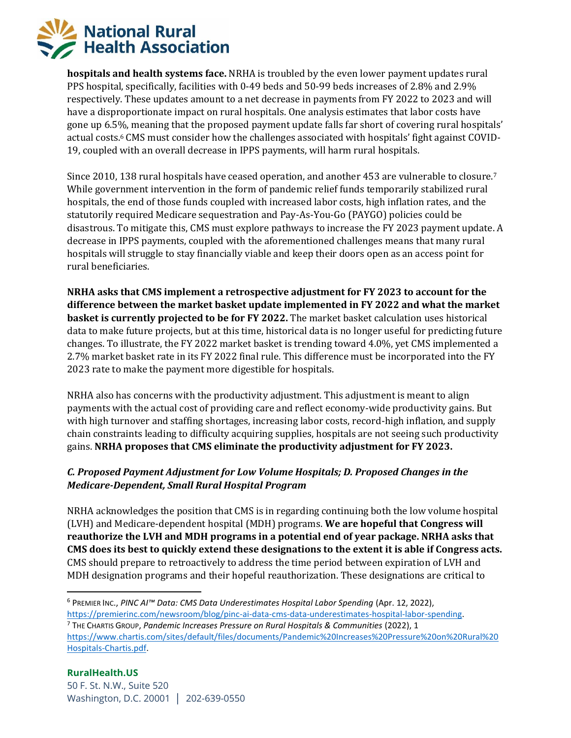**hospitals and health systems face.** NRHA is troubled by the even lower payment updates rural PPS hospital, specifically, facilities with 0-49 beds and 50-99 beds increases of 2.8% and 2.9% respectively. These updates amount to a net decrease in payments from FY 2022 to 2023 and will have a disproportionate impact on rural hospitals. One analysis estimates that labor costs have gone up 6.5%, meaning that the proposed payment update falls far short of covering rural hospitals' actual costs.[6] CMS must consider how the challenges associated with hospitals' fight against COVID-19, coupled with an overall decrease in IPPS payments, will harm rural hospitals.

Since 2010, 138 rural hospitals have ceased operation, and another 453 are vulnerable to closure.[7] While government intervention in the form of pandemic relief funds temporarily stabilized rural hospitals, the end of those funds coupled with increased labor costs, high inflation rates, and the statutorily required Medicare sequestration and Pay-As-You-Go (PAYGO) policies could be disastrous. To mitigate this, CMS must explore pathways to increase the FY 2023 payment update. A decrease in IPPS payments, coupled with the aforementioned challenges means that many rural hospitals will struggle to stay financially viable and keep their doors open as an access point for rural beneficiaries.

**NRHA asks that CMS implement a retrospective adjustment for FY 2023 to account for the difference between the market basket update implemented in FY 2022 and what the market basket is currently projected to be for FY 2022.** The market basket calculation uses historical data to make future projects, but at this time, historical data is no longer useful for predicting future changes. To illustrate, the FY 2022 market basket is trending toward 4.0%, yet CMS implemented a 2.7% market basket rate in its FY 2022 final rule. This difference must be incorporated into the FY 2023 rate to make the payment more digestible for hospitals.

NRHA also has concerns with the productivity adjustment. This adjustment is meant to align payments with the actual cost of providing care and reflect economy-wide productivity gains. But with high turnover and staffing shortages, increasing labor costs, record-high inflation, and supply chain constraints leading to difficulty acquiring supplies, hospitals are not seeing such productivity gains. **NRHA proposes that CMS eliminate the productivity adjustment for FY 2023.**

### *C. Proposed Payment Adjustment for Low Volume Hospitals; D. Proposed Changes in the Medicare-Dependent, Small Rural Hospital Program*

NRHA acknowledges the position that CMS is in regarding continuing both the low volume hospital (LVH) and Medicare-dependent hospital (MDH) programs. **We are hopeful that Congress will reauthorize the LVH and MDH programs in a potential end of year package. NRHA asks that CMS does its best to quickly extend these designations to the extent it is able if Congress acts.** CMS should prepare to retroactively to address the time period between expiration of LVH and MDH designation programs and their hopeful reauthorization. These designations are critical to

---

[6] PREMIER INC., *PINC AI™ Data: CMS Data Underestimates Hospital Labor Spending* (Apr. 12, 2022), https://premierinc.com/newsroom/blog/pinc-ai-data-cms-data-underestimates-hospital-labor-spending.

[7] THE CHARTIS GROUP, *Pandemic Increases Pressure on Rural Hospitals & Communities* (2022), 1 https://www.chartis.com/sites/default/files/documents/Pandemic%20Increases%20Pressure%20on%20Rural%20Hospitals-Chartis.pdf.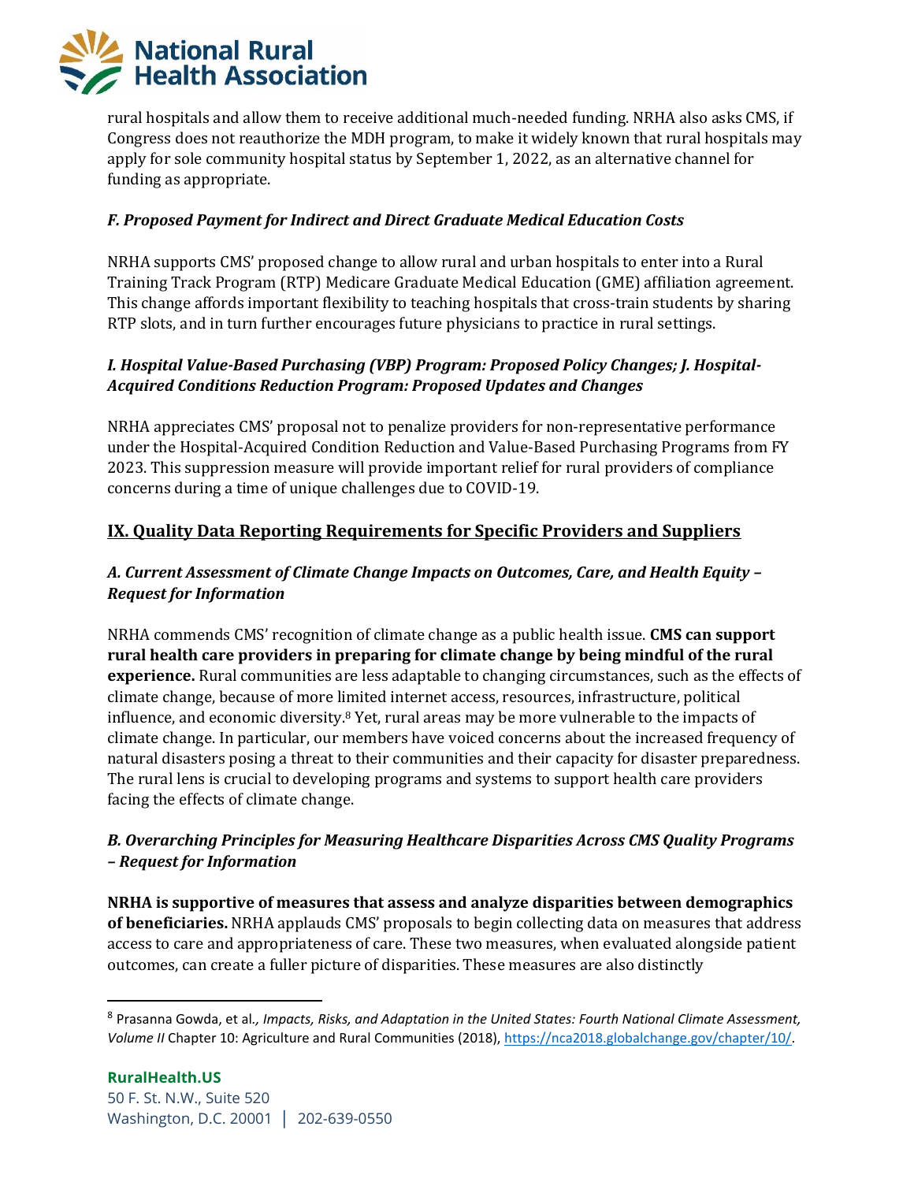rural hospitals and allow them to receive additional much-needed funding. NRHA also asks CMS, if Congress does not reauthorize the MDH program, to make it widely known that rural hospitals may apply for sole community hospital status by September 1, 2022, as an alternative channel for funding as appropriate.

### *F. Proposed Payment for Indirect and Direct Graduate Medical Education Costs*

NRHA supports CMS' proposed change to allow rural and urban hospitals to enter into a Rural Training Track Program (RTP) Medicare Graduate Medical Education (GME) affiliation agreement. This change affords important flexibility to teaching hospitals that cross-train students by sharing RTP slots, and in turn further encourages future physicians to practice in rural settings.

### *I. Hospital Value-Based Purchasing (VBP) Program: Proposed Policy Changes; J. Hospital-Acquired Conditions Reduction Program: Proposed Updates and Changes*

NRHA appreciates CMS' proposal not to penalize providers for non-representative performance under the Hospital-Acquired Condition Reduction and Value-Based Purchasing Programs from FY 2023. This suppression measure will provide important relief for rural providers of compliance concerns during a time of unique challenges due to COVID-19.

## IX. Quality Data Reporting Requirements for Specific Providers and Suppliers

### *A. Current Assessment of Climate Change Impacts on Outcomes, Care, and Health Equity – Request for Information*

NRHA commends CMS' recognition of climate change as a public health issue. **CMS can support rural health care providers in preparing for climate change by being mindful of the rural experience.** Rural communities are less adaptable to changing circumstances, such as the effects of climate change, because of more limited internet access, resources, infrastructure, political influence, and economic diversity.[8] Yet, rural areas may be more vulnerable to the impacts of climate change. In particular, our members have voiced concerns about the increased frequency of natural disasters posing a threat to their communities and their capacity for disaster preparedness. The rural lens is crucial to developing programs and systems to support health care providers facing the effects of climate change.

### *B. Overarching Principles for Measuring Healthcare Disparities Across CMS Quality Programs – Request for Information*

**NRHA is supportive of measures that assess and analyze disparities between demographics of beneficiaries.** NRHA applauds CMS' proposals to begin collecting data on measures that address access to care and appropriateness of care. These two measures, when evaluated alongside patient outcomes, can create a fuller picture of disparities. These measures are also distinctly

---

[8] Prasanna Gowda, et al*., Impacts, Risks, and Adaptation in the United States: Fourth National Climate Assessment, Volume II* Chapter 10: Agriculture and Rural Communities (2018), https://nca2018.globalchange.gov/chapter/10/.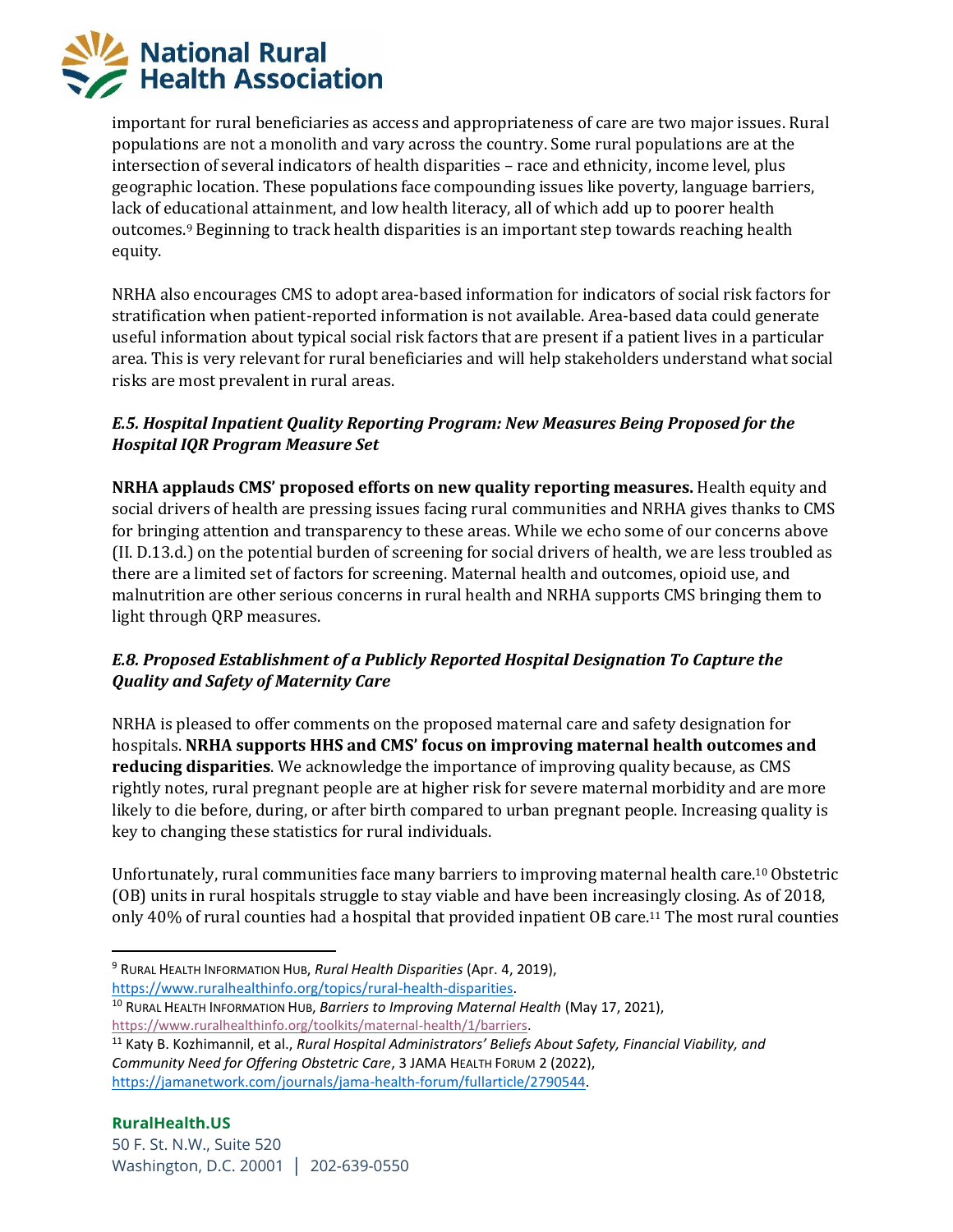important for rural beneficiaries as access and appropriateness of care are two major issues. Rural populations are not a monolith and vary across the country. Some rural populations are at the intersection of several indicators of health disparities – race and ethnicity, income level, plus geographic location. These populations face compounding issues like poverty, language barriers, lack of educational attainment, and low health literacy, all of which add up to poorer health outcomes.[9] Beginning to track health disparities is an important step towards reaching health equity.

NRHA also encourages CMS to adopt area-based information for indicators of social risk factors for stratification when patient-reported information is not available. Area-based data could generate useful information about typical social risk factors that are present if a patient lives in a particular area. This is very relevant for rural beneficiaries and will help stakeholders understand what social risks are most prevalent in rural areas.

### *E.5. Hospital Inpatient Quality Reporting Program: New Measures Being Proposed for the Hospital IQR Program Measure Set*

**NRHA applauds CMS' proposed efforts on new quality reporting measures.** Health equity and social drivers of health are pressing issues facing rural communities and NRHA gives thanks to CMS for bringing attention and transparency to these areas. While we echo some of our concerns above (II. D.13.d.) on the potential burden of screening for social drivers of health, we are less troubled as there are a limited set of factors for screening. Maternal health and outcomes, opioid use, and malnutrition are other serious concerns in rural health and NRHA supports CMS bringing them to light through QRP measures.

### *E.8. Proposed Establishment of a Publicly Reported Hospital Designation To Capture the Quality and Safety of Maternity Care*

NRHA is pleased to offer comments on the proposed maternal care and safety designation for hospitals. **NRHA supports HHS and CMS' focus on improving maternal health outcomes and reducing disparities**. We acknowledge the importance of improving quality because, as CMS rightly notes, rural pregnant people are at higher risk for severe maternal morbidity and are more likely to die before, during, or after birth compared to urban pregnant people. Increasing quality is key to changing these statistics for rural individuals.

Unfortunately, rural communities face many barriers to improving maternal health care.[10] Obstetric (OB) units in rural hospitals struggle to stay viable and have been increasingly closing. As of 2018, only 40% of rural counties had a hospital that provided inpatient OB care.[11] The most rural counties

---

[9] Rural Health Information Hub, *Rural Health Disparities* (Apr. 4, 2019), https://www.ruralhealthinfo.org/topics/rural-health-disparities.

[10] Rural Health Information Hub, *Barriers to Improving Maternal Health* (May 17, 2021), https://www.ruralhealthinfo.org/toolkits/maternal-health/1/barriers.

[11] Katy B. Kozhimannil, et al., *Rural Hospital Administrators' Beliefs About Safety, Financial Viability, and Community Need for Offering Obstetric Care*, 3 JAMA Health Forum 2 (2022), https://jamanetwork.com/journals/jama-health-forum/fullarticle/2790544.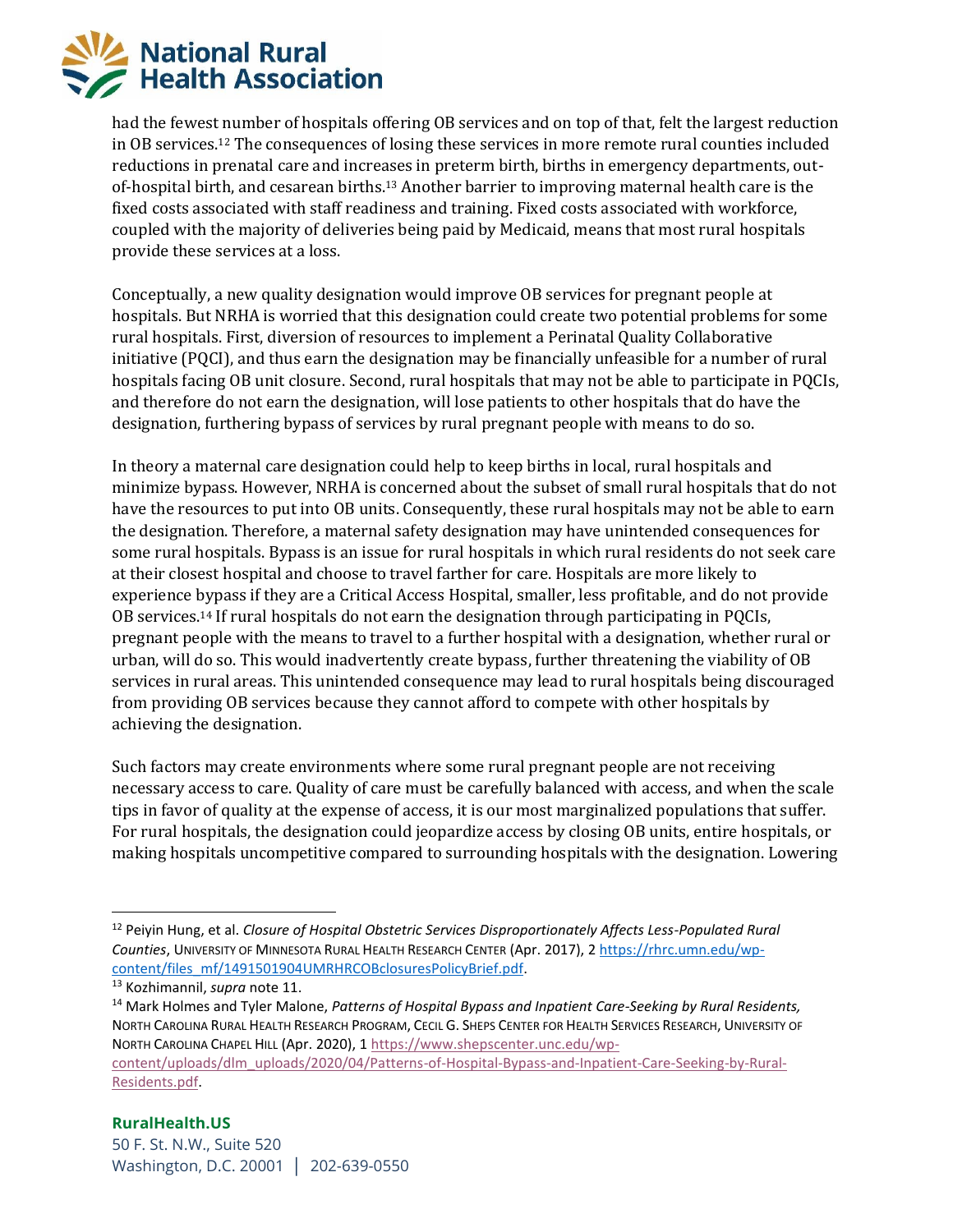had the fewest number of hospitals offering OB services and on top of that, felt the largest reduction in OB services.[12] The consequences of losing these services in more remote rural counties included reductions in prenatal care and increases in preterm birth, births in emergency departments, out-of-hospital birth, and cesarean births.[13] Another barrier to improving maternal health care is the fixed costs associated with staff readiness and training. Fixed costs associated with workforce, coupled with the majority of deliveries being paid by Medicaid, means that most rural hospitals provide these services at a loss.

Conceptually, a new quality designation would improve OB services for pregnant people at hospitals. But NRHA is worried that this designation could create two potential problems for some rural hospitals. First, diversion of resources to implement a Perinatal Quality Collaborative initiative (PQCI), and thus earn the designation may be financially unfeasible for a number of rural hospitals facing OB unit closure. Second, rural hospitals that may not be able to participate in PQCIs, and therefore do not earn the designation, will lose patients to other hospitals that do have the designation, furthering bypass of services by rural pregnant people with means to do so.

In theory a maternal care designation could help to keep births in local, rural hospitals and minimize bypass. However, NRHA is concerned about the subset of small rural hospitals that do not have the resources to put into OB units. Consequently, these rural hospitals may not be able to earn the designation. Therefore, a maternal safety designation may have unintended consequences for some rural hospitals. Bypass is an issue for rural hospitals in which rural residents do not seek care at their closest hospital and choose to travel farther for care. Hospitals are more likely to experience bypass if they are a Critical Access Hospital, smaller, less profitable, and do not provide OB services.[14] If rural hospitals do not earn the designation through participating in PQCIs, pregnant people with the means to travel to a further hospital with a designation, whether rural or urban, will do so. This would inadvertently create bypass, further threatening the viability of OB services in rural areas. This unintended consequence may lead to rural hospitals being discouraged from providing OB services because they cannot afford to compete with other hospitals by achieving the designation.

Such factors may create environments where some rural pregnant people are not receiving necessary access to care. Quality of care must be carefully balanced with access, and when the scale tips in favor of quality at the expense of access, it is our most marginalized populations that suffer. For rural hospitals, the designation could jeopardize access by closing OB units, entire hospitals, or making hospitals uncompetitive compared to surrounding hospitals with the designation. Lowering

---

[12] Peiyin Hung, et al. *Closure of Hospital Obstetric Services Disproportionately Affects Less-Populated Rural Counties*, University of Minnesota Rural Health Research Center (Apr. 2017), 2 https://rhrc.umn.edu/wp-content/files_mf/1491501904UMRHRCOBclosuresPolicyBrief.pdf.

[13] Kozhimannil, *supra* note 11.

[14] Mark Holmes and Tyler Malone, *Patterns of Hospital Bypass and Inpatient Care-Seeking by Rural Residents,* North Carolina Rural Health Research Program, Cecil G. Sheps Center for Health Services Research, University of North Carolina Chapel Hill (Apr. 2020), 1 https://www.shepscenter.unc.edu/wp-content/uploads/dlm_uploads/2020/04/Patterns-of-Hospital-Bypass-and-Inpatient-Care-Seeking-by-Rural-Residents.pdf.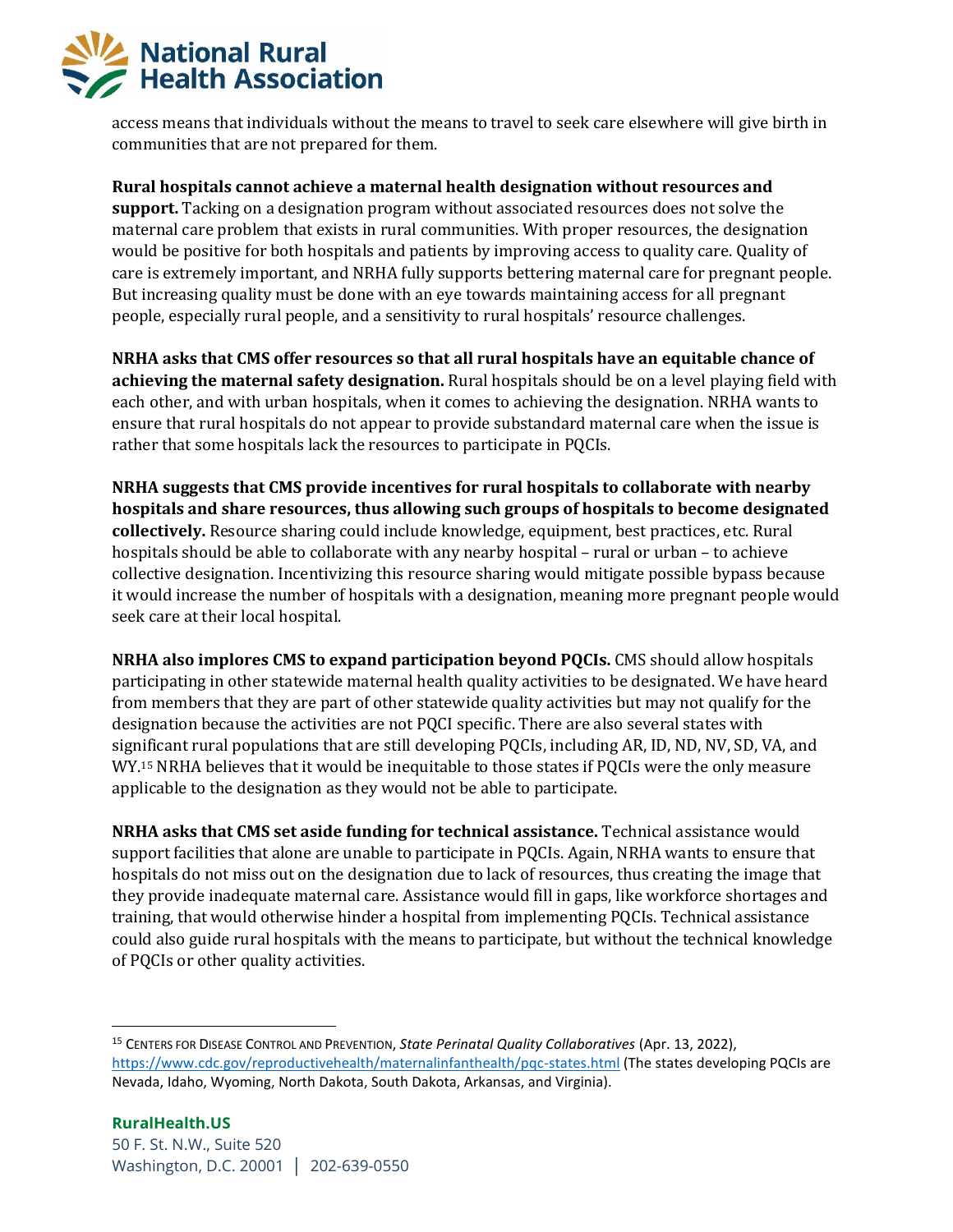access means that individuals without the means to travel to seek care elsewhere will give birth in communities that are not prepared for them.

**Rural hospitals cannot achieve a maternal health designation without resources and support.** Tacking on a designation program without associated resources does not solve the maternal care problem that exists in rural communities. With proper resources, the designation would be positive for both hospitals and patients by improving access to quality care. Quality of care is extremely important, and NRHA fully supports bettering maternal care for pregnant people. But increasing quality must be done with an eye towards maintaining access for all pregnant people, especially rural people, and a sensitivity to rural hospitals' resource challenges.

**NRHA asks that CMS offer resources so that all rural hospitals have an equitable chance of achieving the maternal safety designation.** Rural hospitals should be on a level playing field with each other, and with urban hospitals, when it comes to achieving the designation. NRHA wants to ensure that rural hospitals do not appear to provide substandard maternal care when the issue is rather that some hospitals lack the resources to participate in PQCIs.

**NRHA suggests that CMS provide incentives for rural hospitals to collaborate with nearby hospitals and share resources, thus allowing such groups of hospitals to become designated collectively.** Resource sharing could include knowledge, equipment, best practices, etc. Rural hospitals should be able to collaborate with any nearby hospital – rural or urban – to achieve collective designation. Incentivizing this resource sharing would mitigate possible bypass because it would increase the number of hospitals with a designation, meaning more pregnant people would seek care at their local hospital.

**NRHA also implores CMS to expand participation beyond PQCIs.** CMS should allow hospitals participating in other statewide maternal health quality activities to be designated. We have heard from members that they are part of other statewide quality activities but may not qualify for the designation because the activities are not PQCI specific. There are also several states with significant rural populations that are still developing PQCIs, including AR, ID, ND, NV, SD, VA, and WY.[15] NRHA believes that it would be inequitable to those states if PQCIs were the only measure applicable to the designation as they would not be able to participate.

**NRHA asks that CMS set aside funding for technical assistance.** Technical assistance would support facilities that alone are unable to participate in PQCIs. Again, NRHA wants to ensure that hospitals do not miss out on the designation due to lack of resources, thus creating the image that they provide inadequate maternal care. Assistance would fill in gaps, like workforce shortages and training, that would otherwise hinder a hospital from implementing PQCIs. Technical assistance could also guide rural hospitals with the means to participate, but without the technical knowledge of PQCIs or other quality activities.

---

[15] Centers for Disease Control and Prevention, *State Perinatal Quality Collaboratives* (Apr. 13, 2022), https://www.cdc.gov/reproductivehealth/maternalinfanthealth/pqc-states.html (The states developing PQCIs are Nevada, Idaho, Wyoming, North Dakota, South Dakota, Arkansas, and Virginia).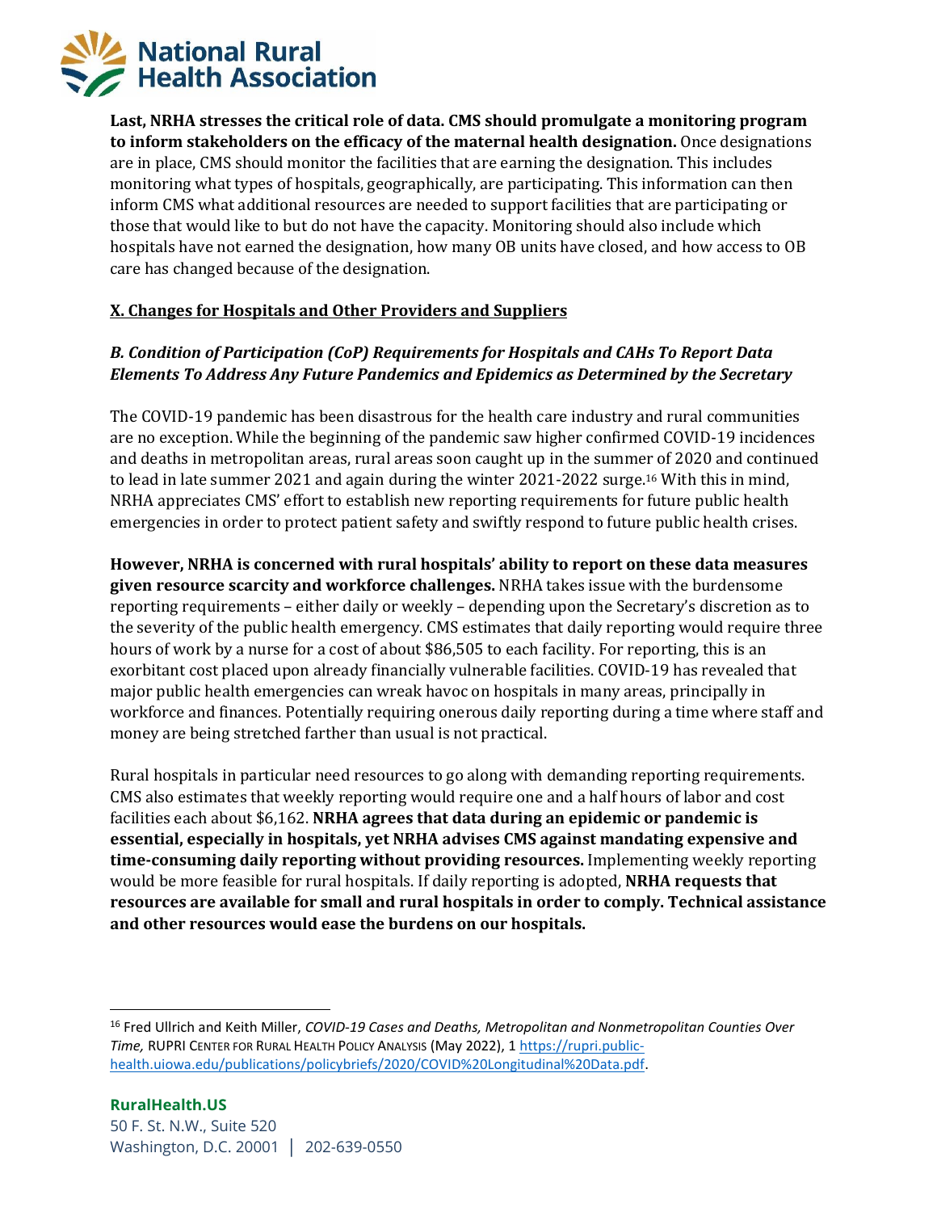**Last, NRHA stresses the critical role of data. CMS should promulgate a monitoring program to inform stakeholders on the efficacy of the maternal health designation.** Once designations are in place, CMS should monitor the facilities that are earning the designation. This includes monitoring what types of hospitals, geographically, are participating. This information can then inform CMS what additional resources are needed to support facilities that are participating or those that would like to but do not have the capacity. Monitoring should also include which hospitals have not earned the designation, how many OB units have closed, and how access to OB care has changed because of the designation.

## X. Changes for Hospitals and Other Providers and Suppliers

### *B. Condition of Participation (CoP) Requirements for Hospitals and CAHs To Report Data Elements To Address Any Future Pandemics and Epidemics as Determined by the Secretary*

The COVID-19 pandemic has been disastrous for the health care industry and rural communities are no exception. While the beginning of the pandemic saw higher confirmed COVID-19 incidences and deaths in metropolitan areas, rural areas soon caught up in the summer of 2020 and continued to lead in late summer 2021 and again during the winter 2021-2022 surge.[16] With this in mind, NRHA appreciates CMS' effort to establish new reporting requirements for future public health emergencies in order to protect patient safety and swiftly respond to future public health crises.

**However, NRHA is concerned with rural hospitals' ability to report on these data measures given resource scarcity and workforce challenges.** NRHA takes issue with the burdensome reporting requirements – either daily or weekly – depending upon the Secretary's discretion as to the severity of the public health emergency. CMS estimates that daily reporting would require three hours of work by a nurse for a cost of about $86,505 to each facility. For reporting, this is an exorbitant cost placed upon already financially vulnerable facilities. COVID-19 has revealed that major public health emergencies can wreak havoc on hospitals in many areas, principally in workforce and finances. Potentially requiring onerous daily reporting during a time where staff and money are being stretched farther than usual is not practical.

Rural hospitals in particular need resources to go along with demanding reporting requirements. CMS also estimates that weekly reporting would require one and a half hours of labor and cost facilities each about $6,162. **NRHA agrees that data during an epidemic or pandemic is essential, especially in hospitals, yet NRHA advises CMS against mandating expensive and time-consuming daily reporting without providing resources.** Implementing weekly reporting would be more feasible for rural hospitals. If daily reporting is adopted, **NRHA requests that resources are available for small and rural hospitals in order to comply. Technical assistance and other resources would ease the burdens on our hospitals.**

---

[16] Fred Ullrich and Keith Miller, *COVID-19 Cases and Deaths, Metropolitan and Nonmetropolitan Counties Over Time,* RUPRI Center for Rural Health Policy Analysis (May 2022), 1 https://rupri.public-health.uiowa.edu/publications/policybriefs/2020/COVID%20Longitudinal%20Data.pdf.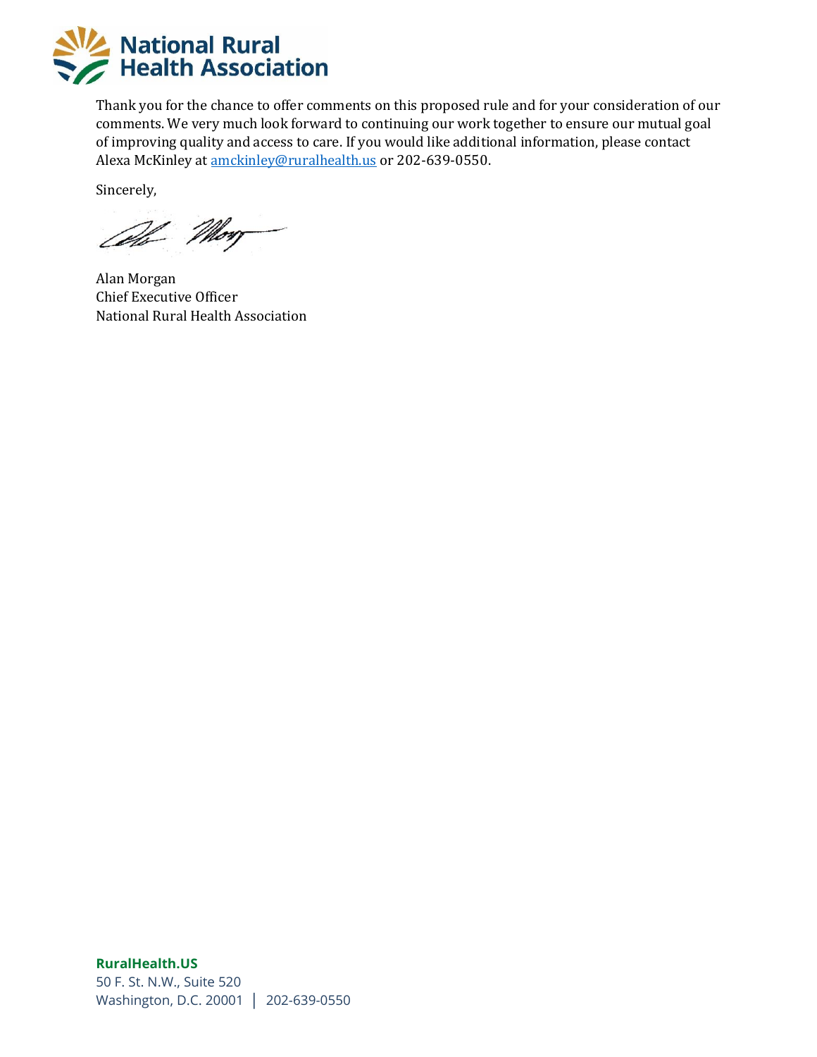Thank you for the chance to offer comments on this proposed rule and for your consideration of our comments. We very much look forward to continuing our work together to ensure our mutual goal of improving quality and access to care. If you would like additional information, please contact Alexa McKinley at amckinley@ruralhealth.us or 202-639-0550.

Sincerely,

Alan Morgan
Chief Executive Officer
National Rural Health Association